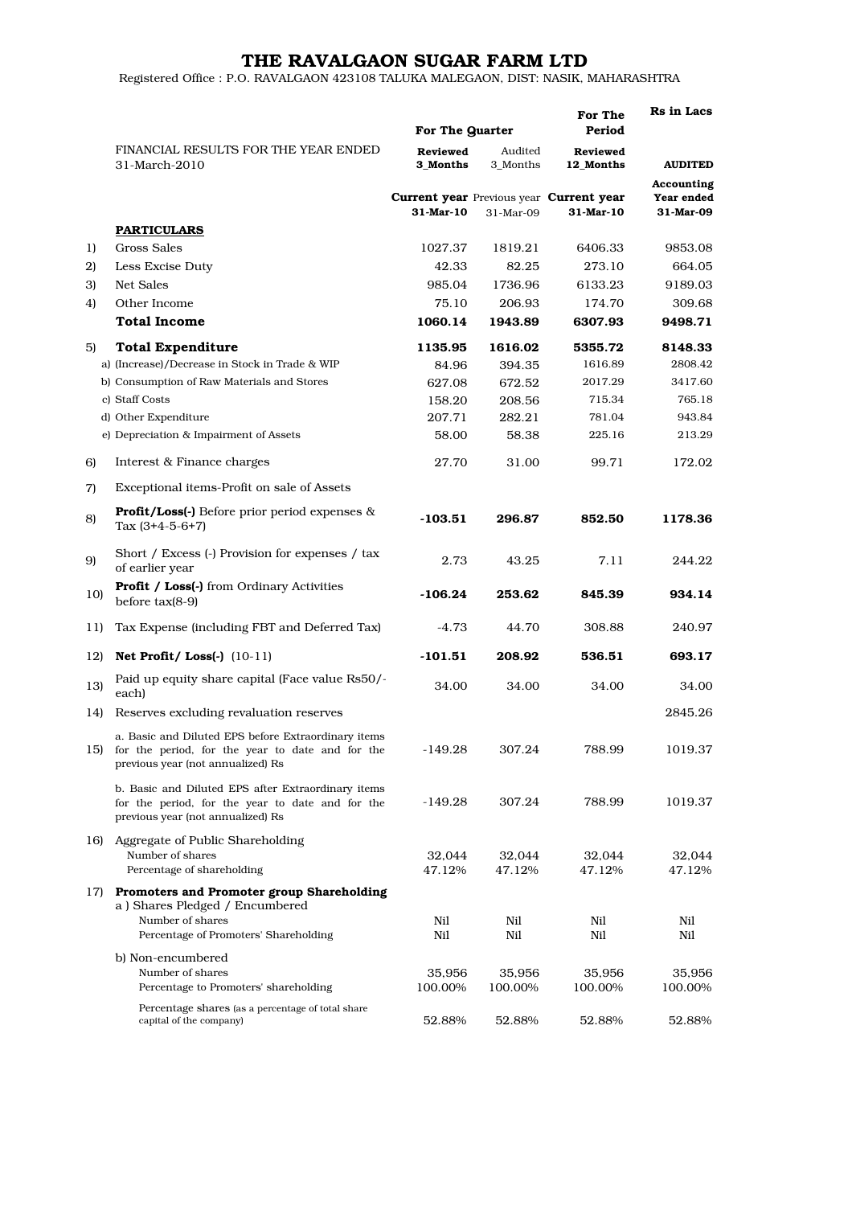# THE RAVALGAON SUGAR FARM LTD

Registered Office : P.O. RAVALGAON 423108 TALUKA MALEGAON, DIST: NASIK, MAHARASHTRA

| | | For The Quarter | | For The Period | Rs in Lacs |
|---|---|---|---|---|---|
| | FINANCIAL RESULTS FOR THE YEAR ENDED 31-March-2010 | **Reviewed 3_Months** | Audited 3_Months | **Reviewed 12_Months** | **AUDITED** |
| | | **Current year 31-Mar-10** | Previous year 31-Mar-09 | **Current year 31-Mar-10** | **Accounting Year ended 31-Mar-09** |
| | **PARTICULARS** | | | | |
| 1) | Gross Sales | 1027.37 | 1819.21 | 6406.33 | 9853.08 |
| 2) | Less Excise Duty | 42.33 | 82.25 | 273.10 | 664.05 |
| 3) | Net Sales | 985.04 | 1736.96 | 6133.23 | 9189.03 |
| 4) | Other Income | 75.10 | 206.93 | 174.70 | 309.68 |
| | **Total Income** | **1060.14** | **1943.89** | **6307.93** | **9498.71** |
| 5) | **Total Expenditure** | **1135.95** | **1616.02** | **5355.72** | **8148.33** |
| | a) (Increase)/Decrease in Stock in Trade & WIP | 84.96 | 394.35 | 1616.89 | 2808.42 |
| | b) Consumption of Raw Materials and Stores | 627.08 | 672.52 | 2017.29 | 3417.60 |
| | c) Staff Costs | 158.20 | 208.56 | 715.34 | 765.18 |
| | d) Other Expenditure | 207.71 | 282.21 | 781.04 | 943.84 |
| | e) Depreciation & Impairment of Assets | 58.00 | 58.38 | 225.16 | 213.29 |
| 6) | Interest & Finance charges | 27.70 | 31.00 | 99.71 | 172.02 |
| 7) | Exceptional items-Profit on sale of Assets | | | | |
| 8) | **Profit/Loss(-)** Before prior period expenses & Tax (3+4-5-6+7) | **-103.51** | **296.87** | **852.50** | **1178.36** |
| 9) | Short / Excess (-) Provision for expenses / tax of earlier year | 2.73 | 43.25 | 7.11 | 244.22 |
| 10) | **Profit / Loss(-)** from Ordinary Activities before tax(8-9) | **-106.24** | **253.62** | **845.39** | **934.14** |
| 11) | Tax Expense (including FBT and Deferred Tax) | -4.73 | 44.70 | 308.88 | 240.97 |
| 12) | **Net Profit/ Loss(-)** (10-11) | **-101.51** | **208.92** | **536.51** | **693.17** |
| 13) | Paid up equity share capital (Face value Rs50/- each) | 34.00 | 34.00 | 34.00 | 34.00 |
| 14) | Reserves excluding revaluation reserves | | | | 2845.26 |
| 15) | a. Basic and Diluted EPS before Extraordinary items for the period, for the year to date and for the previous year (not annualized) Rs | -149.28 | 307.24 | 788.99 | 1019.37 |
| | b. Basic and Diluted EPS after Extraordinary items for the period, for the year to date and for the previous year (not annualized) Rs | -149.28 | 307.24 | 788.99 | 1019.37 |
| 16) | Aggregate of Public Shareholding | | | | |
| | Number of shares | 32,044 | 32,044 | 32,044 | 32,044 |
| | Percentage of shareholding | 47.12% | 47.12% | 47.12% | 47.12% |
| 17) | **Promoters and Promoter group Shareholding** | | | | |
| | a ) Shares Pledged / Encumbered | | | | |
| | Number of shares | Nil | Nil | Nil | Nil |
| | Percentage of Promoters' Shareholding | Nil | Nil | Nil | Nil |
| | b) Non-encumbered | | | | |
| | Number of shares | 35,956 | 35,956 | 35,956 | 35,956 |
| | Percentage to Promoters' shareholding | 100.00% | 100.00% | 100.00% | 100.00% |
| | Percentage shares (as a percentage of total share capital of the company) | 52.88% | 52.88% | 52.88% | 52.88% |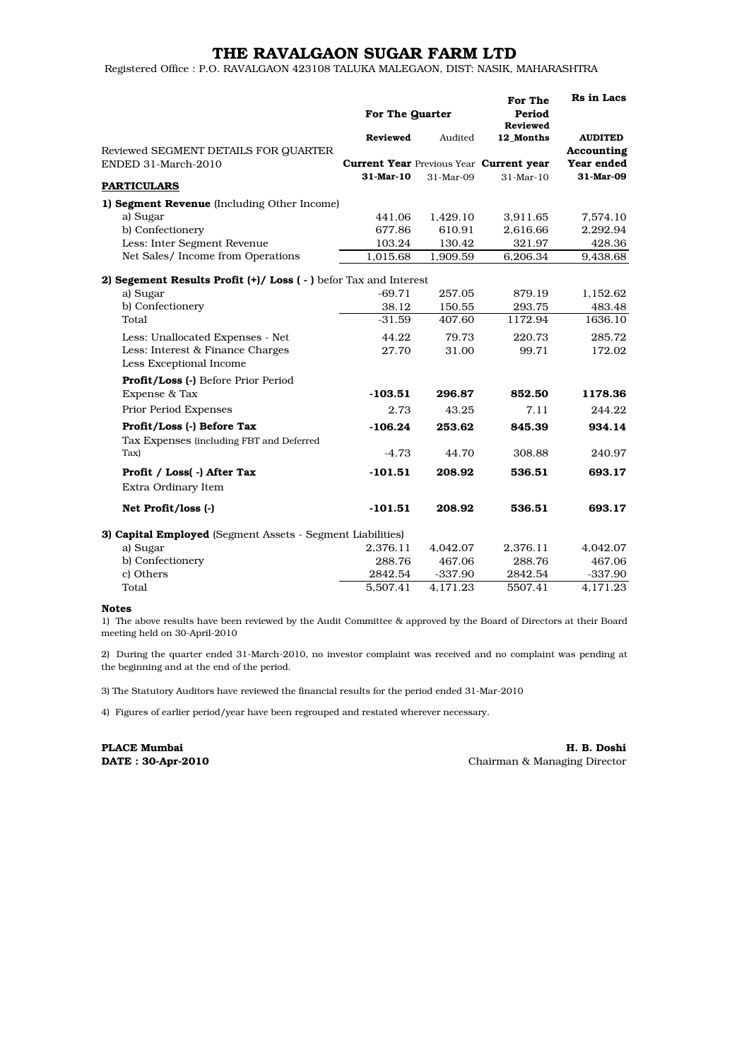# THE RAVALGAON SUGAR FARM LTD

Registered Office : P.O. RAVALGAON 423108 TALUKA MALEGAON, DIST: NASIK, MAHARASHTRA

| | For The Quarter | | For The Period Reviewed | Rs in Lacs |
|---|---|---|---|---|
| | **Reviewed** | Audited | **12_Months** | **AUDITED Accounting** |
| Reviewed SEGMENT DETAILS FOR QUARTER ENDED 31-March-2010 | **Current Year** | Previous Year | **Current year** | **Year ended** |
| **PARTICULARS** | **31-Mar-10** | 31-Mar-09 | 31-Mar-10 | **31-Mar-09** |
| **1) Segment Revenue** (Including Other Income) | | | | |
| a) Sugar | 441.06 | 1,429.10 | 3,911.65 | 7,574.10 |
| b) Confectionery | 677.86 | 610.91 | 2,616.66 | 2,292.94 |
| Less: Inter Segment Revenue | 103.24 | 130.42 | 321.97 | 428.36 |
| Net Sales/ Income from Operations | 1,015.68 | 1,909.59 | 6,206.34 | 9,438.68 |
| **2) Segement Results Profit (+)/ Loss ( - )** befor Tax and Interest | | | | |
| a) Sugar | -69.71 | 257.05 | 879.19 | 1,152.62 |
| b) Confectionery | 38.12 | 150.55 | 293.75 | 483.48 |
| Total | -31.59 | 407.60 | 1172.94 | 1636.10 |
| Less: Unallocated Expenses - Net | 44.22 | 79.73 | 220.73 | 285.72 |
| Less: Interest & Finance Charges | 27.70 | 31.00 | 99.71 | 172.02 |
| Less Exceptional Income | | | | |
| **Profit/Loss (-)** Before Prior Period Expense & Tax | **-103.51** | **296.87** | **852.50** | **1178.36** |
| Prior Period Expenses | 2.73 | 43.25 | 7.11 | 244.22 |
| **Profit/Loss (-) Before Tax** | **-106.24** | **253.62** | **845.39** | **934.14** |
| Tax Expenses (including FBT and Deferred Tax) | -4.73 | 44.70 | 308.88 | 240.97 |
| **Profit / Loss( -) After Tax** | **-101.51** | **208.92** | **536.51** | **693.17** |
| Extra Ordinary Item | | | | |
| **Net Profit/loss (-)** | **-101.51** | **208.92** | **536.51** | **693.17** |
| **3) Capital Employed** (Segment Assets - Segment Liabilities) | | | | |
| a) Sugar | 2,376.11 | 4,042.07 | 2,376.11 | 4,042.07 |
| b) Confectionery | 288.76 | 467.06 | 288.76 | 467.06 |
| c) Others | 2842.54 | -337.90 | 2842.54 | -337.90 |
| Total | 5,507.41 | 4,171.23 | 5507.41 | 4,171.23 |

**Notes**

1) The above results have been reviewed by the Audit Committee & approved by the Board of Directors at their Board meeting held on 30-April-2010

2) During the quarter ended 31-March-2010, no investor complaint was received and no complaint was pending at the beginning and at the end of the period.

3) The Statutory Auditors have reviewed the financial results for the period ended 31-Mar-2010

4) Figures of earlier period/year have been regrouped and restated wherever necessary.

**PLACE Mumbai**
**DATE : 30-Apr-2010**

**H. B. Doshi**
Chairman & Managing Director